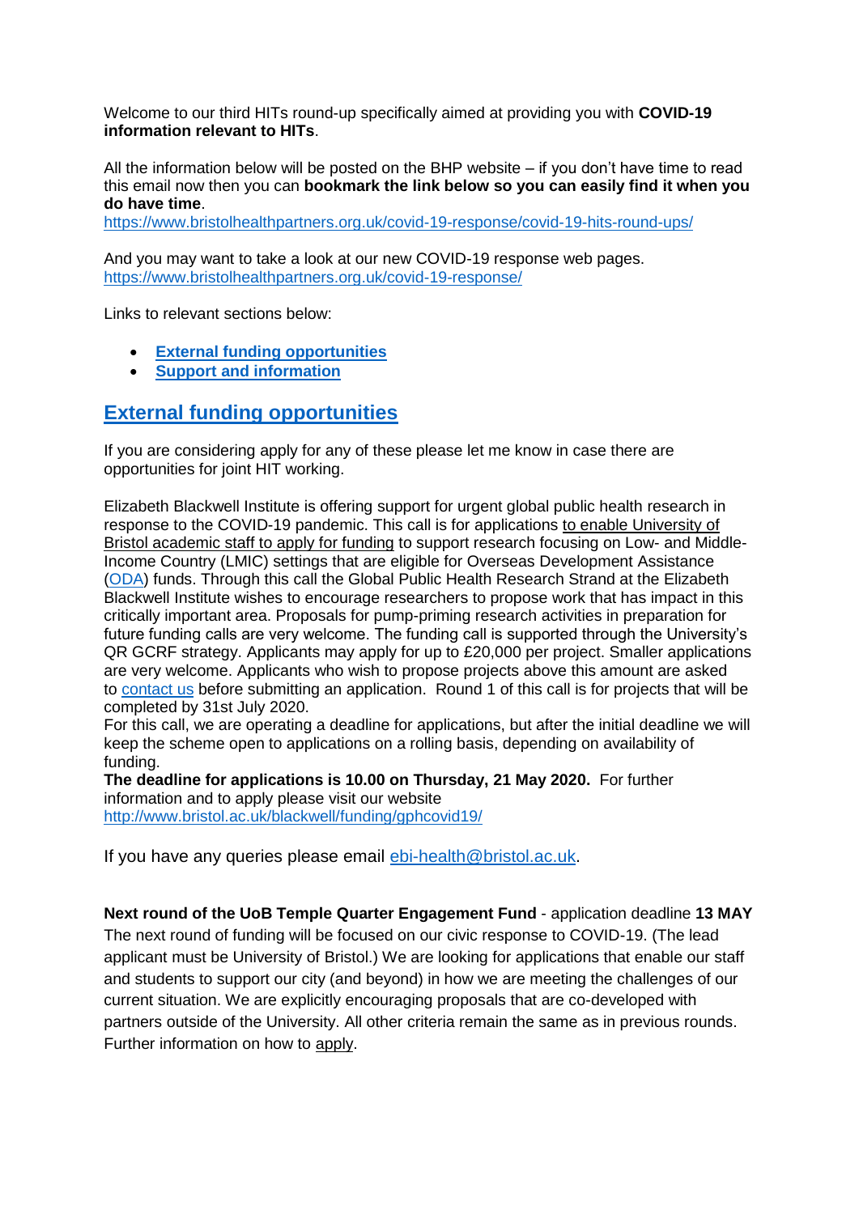Welcome to our third HITs round-up specifically aimed at providing you with **COVID-19 information relevant to HITs**.

All the information below will be posted on the BHP website – if you don't have time to read this email now then you can **bookmark the link below so you can easily find it when you do have time**.
https://www.bristolhealthpartners.org.uk/covid-19-response/covid-19-hits-round-ups/

And you may want to take a look at our new COVID-19 response web pages.
https://www.bristolhealthpartners.org.uk/covid-19-response/

Links to relevant sections below:

- **External funding opportunities**
- **Support and information**

## External funding opportunities

If you are considering apply for any of these please let me know in case there are opportunities for joint HIT working.

Elizabeth Blackwell Institute is offering support for urgent global public health research in response to the COVID-19 pandemic. This call is for applications to enable University of Bristol academic staff to apply for funding to support research focusing on Low- and Middle-Income Country (LMIC) settings that are eligible for Overseas Development Assistance (ODA) funds. Through this call the Global Public Health Research Strand at the Elizabeth Blackwell Institute wishes to encourage researchers to propose work that has impact in this critically important area. Proposals for pump-priming research activities in preparation for future funding calls are very welcome. The funding call is supported through the University's QR GCRF strategy. Applicants may apply for up to £20,000 per project. Smaller applications are very welcome. Applicants who wish to propose projects above this amount are asked to contact us before submitting an application. Round 1 of this call is for projects that will be completed by 31st July 2020.
For this call, we are operating a deadline for applications, but after the initial deadline we will keep the scheme open to applications on a rolling basis, depending on availability of funding.
**The deadline for applications is 10.00 on Thursday, 21 May 2020.** For further information and to apply please visit our website
http://www.bristol.ac.uk/blackwell/funding/gphcovid19/

If you have any queries please email ebi-health@bristol.ac.uk.

**Next round of the UoB Temple Quarter Engagement Fund** - application deadline **13 MAY**
The next round of funding will be focused on our civic response to COVID-19. (The lead applicant must be University of Bristol.) We are looking for applications that enable our staff and students to support our city (and beyond) in how we are meeting the challenges of our current situation. We are explicitly encouraging proposals that are co-developed with partners outside of the University. All other criteria remain the same as in previous rounds. Further information on how to apply.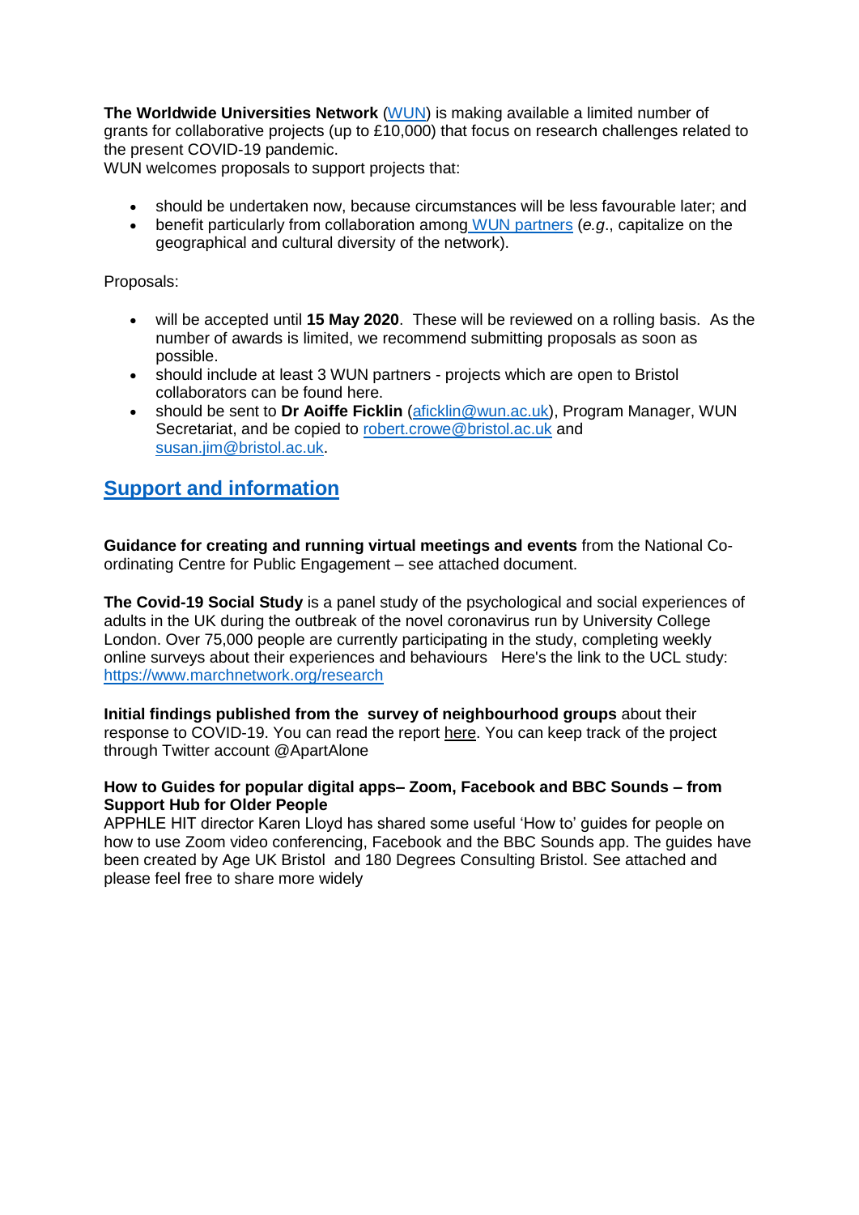**The Worldwide Universities Network** (WUN) is making available a limited number of grants for collaborative projects (up to £10,000) that focus on research challenges related to the present COVID-19 pandemic.
WUN welcomes proposals to support projects that:

- should be undertaken now, because circumstances will be less favourable later; and
- benefit particularly from collaboration among WUN partners (*e.g*., capitalize on the geographical and cultural diversity of the network).

Proposals:

- will be accepted until **15 May 2020**. These will be reviewed on a rolling basis. As the number of awards is limited, we recommend submitting proposals as soon as possible.
- should include at least 3 WUN partners - projects which are open to Bristol collaborators can be found here.
- should be sent to **Dr Aoiffe Ficklin** (aficklin@wun.ac.uk), Program Manager, WUN Secretariat, and be copied to robert.crowe@bristol.ac.uk and susan.jim@bristol.ac.uk.

## Support and information

**Guidance for creating and running virtual meetings and events** from the National Co-ordinating Centre for Public Engagement – see attached document.

**The Covid-19 Social Study** is a panel study of the psychological and social experiences of adults in the UK during the outbreak of the novel coronavirus run by University College London. Over 75,000 people are currently participating in the study, completing weekly online surveys about their experiences and behaviours Here's the link to the UCL study: https://www.marchnetwork.org/research

**Initial findings published from the survey of neighbourhood groups** about their response to COVID-19. You can read the report here. You can keep track of the project through Twitter account @ApartAlone

**How to Guides for popular digital apps– Zoom, Facebook and BBC Sounds – from Support Hub for Older People**
APPHLE HIT director Karen Lloyd has shared some useful 'How to' guides for people on how to use Zoom video conferencing, Facebook and the BBC Sounds app. The guides have been created by Age UK Bristol and 180 Degrees Consulting Bristol. See attached and please feel free to share more widely